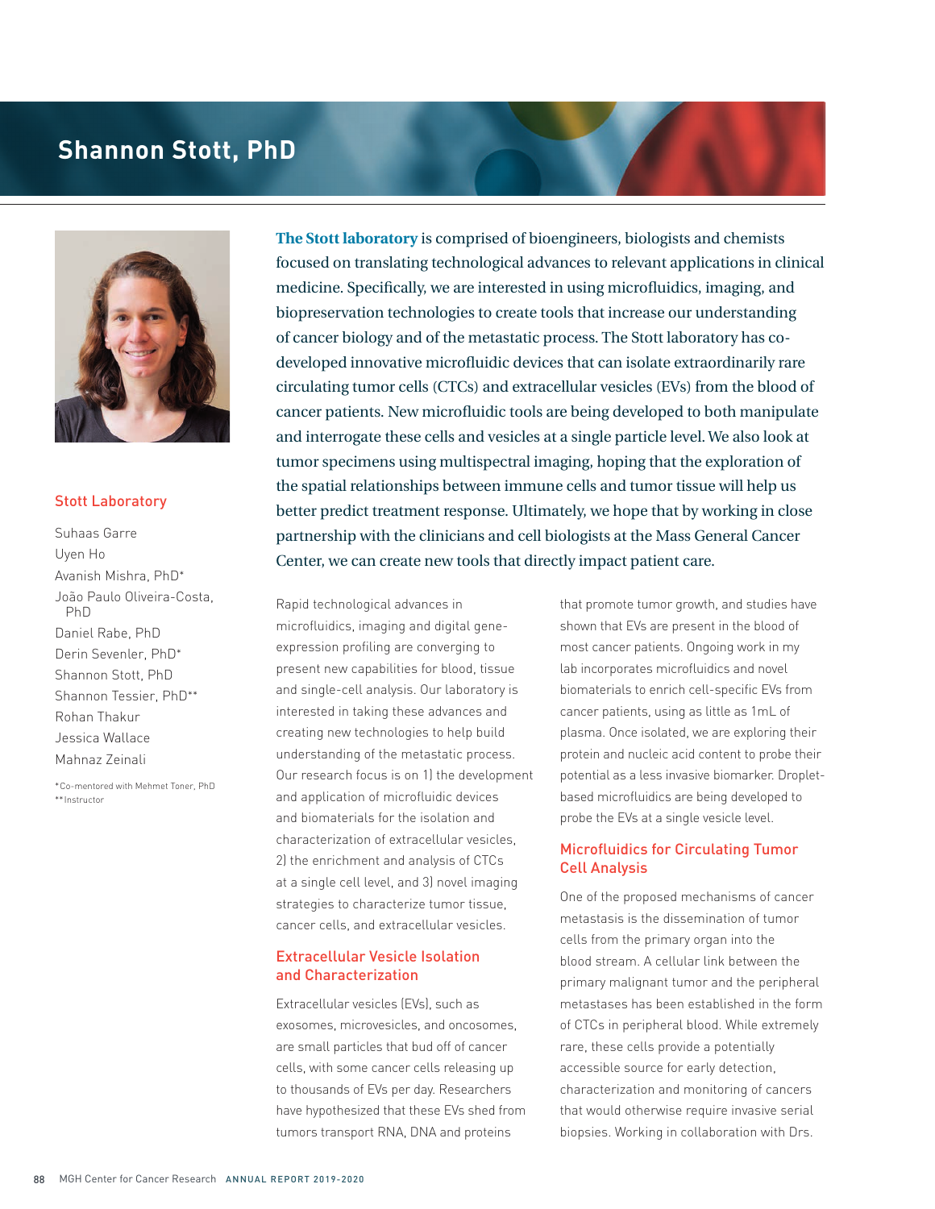# Shannon Stott, PhD

## Stott Laboratory

Suhaas Garre
Uyen Ho
Avanish Mishra, PhD*
João Paulo Oliveira-Costa, PhD
Daniel Rabe, PhD
Derin Sevenler, PhD*
Shannon Stott, PhD
Shannon Tessier, PhD**
Rohan Thakur
Jessica Wallace
Mahnaz Zeinali

*Co-mentored with Mehmet Toner, PhD
**Instructor

**The Stott laboratory** is comprised of bioengineers, biologists and chemists focused on translating technological advances to relevant applications in clinical medicine. Specifically, we are interested in using microfluidics, imaging, and biopreservation technologies to create tools that increase our understanding of cancer biology and of the metastatic process. The Stott laboratory has co-developed innovative microfluidic devices that can isolate extraordinarily rare circulating tumor cells (CTCs) and extracellular vesicles (EVs) from the blood of cancer patients. New microfluidic tools are being developed to both manipulate and interrogate these cells and vesicles at a single particle level. We also look at tumor specimens using multispectral imaging, hoping that the exploration of the spatial relationships between immune cells and tumor tissue will help us better predict treatment response. Ultimately, we hope that by working in close partnership with the clinicians and cell biologists at the Mass General Cancer Center, we can create new tools that directly impact patient care.

Rapid technological advances in microfluidics, imaging and digital gene-expression profiling are converging to present new capabilities for blood, tissue and single-cell analysis. Our laboratory is interested in taking these advances and creating new technologies to help build understanding of the metastatic process. Our research focus is on 1) the development and application of microfluidic devices and biomaterials for the isolation and characterization of extracellular vesicles, 2) the enrichment and analysis of CTCs at a single cell level, and 3) novel imaging strategies to characterize tumor tissue, cancer cells, and extracellular vesicles.

### Extracellular Vesicle Isolation and Characterization

Extracellular vesicles (EVs), such as exosomes, microvesicles, and oncosomes, are small particles that bud off of cancer cells, with some cancer cells releasing up to thousands of EVs per day. Researchers have hypothesized that these EVs shed from tumors transport RNA, DNA and proteins that promote tumor growth, and studies have shown that EVs are present in the blood of most cancer patients. Ongoing work in my lab incorporates microfluidics and novel biomaterials to enrich cell-specific EVs from cancer patients, using as little as 1mL of plasma. Once isolated, we are exploring their protein and nucleic acid content to probe their potential as a less invasive biomarker. Droplet-based microfluidics are being developed to probe the EVs at a single vesicle level.

### Microfluidics for Circulating Tumor Cell Analysis

One of the proposed mechanisms of cancer metastasis is the dissemination of tumor cells from the primary organ into the blood stream. A cellular link between the primary malignant tumor and the peripheral metastases has been established in the form of CTCs in peripheral blood. While extremely rare, these cells provide a potentially accessible source for early detection, characterization and monitoring of cancers that would otherwise require invasive serial biopsies. Working in collaboration with Drs.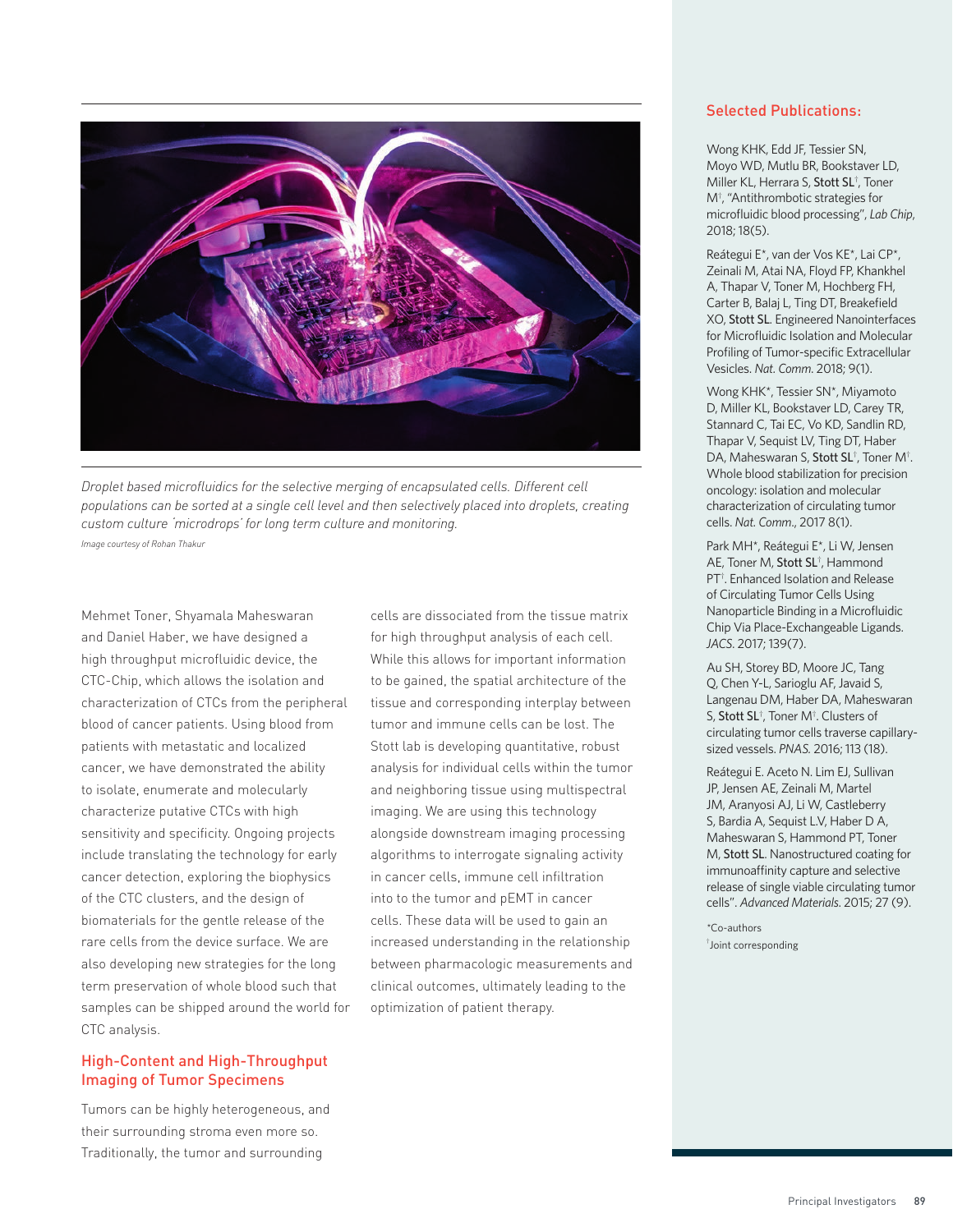*Droplet based microfluidics for the selective merging of encapsulated cells. Different cell populations can be sorted at a single cell level and then selectively placed into droplets, creating custom culture 'microdrops' for long term culture and monitoring.*

*Image courtesy of Rohan Thakur*

Mehmet Toner, Shyamala Maheswaran and Daniel Haber, we have designed a high throughput microfluidic device, the CTC-Chip, which allows the isolation and characterization of CTCs from the peripheral blood of cancer patients. Using blood from patients with metastatic and localized cancer, we have demonstrated the ability to isolate, enumerate and molecularly characterize putative CTCs with high sensitivity and specificity. Ongoing projects include translating the technology for early cancer detection, exploring the biophysics of the CTC clusters, and the design of biomaterials for the gentle release of the rare cells from the device surface. We are also developing new strategies for the long term preservation of whole blood such that samples can be shipped around the world for CTC analysis.

## High-Content and High-Throughput Imaging of Tumor Specimens

Tumors can be highly heterogeneous, and their surrounding stroma even more so. Traditionally, the tumor and surrounding cells are dissociated from the tissue matrix for high throughput analysis of each cell. While this allows for important information to be gained, the spatial architecture of the tissue and corresponding interplay between tumor and immune cells can be lost. The Stott lab is developing quantitative, robust analysis for individual cells within the tumor and neighboring tissue using multispectral imaging. We are using this technology alongside downstream imaging processing algorithms to interrogate signaling activity in cancer cells, immune cell infiltration into to the tumor and pEMT in cancer cells. These data will be used to gain an increased understanding in the relationship between pharmacologic measurements and clinical outcomes, ultimately leading to the optimization of patient therapy.

## Selected Publications:

Wong KHK, Edd JF, Tessier SN, Moyo WD, Mutlu BR, Bookstaver LD, Miller KL, Herrara S, **Stott SL**†, Toner M†, "Antithrombotic strategies for microfluidic blood processing", *Lab Chip*, 2018; 18(5).

Reátegui E*, van der Vos KE*, Lai CP*, Zeinali M, Atai NA, Floyd FP, Khankhel A, Thapar V, Toner M, Hochberg FH, Carter B, Balaj L, Ting DT, Breakefield XO, **Stott SL**. Engineered Nanointerfaces for Microfluidic Isolation and Molecular Profiling of Tumor-specific Extracellular Vesicles. *Nat. Comm.* 2018; 9(1).

Wong KHK*, Tessier SN*, Miyamoto D, Miller KL, Bookstaver LD, Carey TR, Stannard C, Tai EC, Vo KD, Sandlin RD, Thapar V, Sequist LV, Ting DT, Haber DA, Maheswaran S, **Stott SL**†, Toner M†. Whole blood stabilization for precision oncology: isolation and molecular characterization of circulating tumor cells. *Nat. Comm.*, 2017 8(1).

Park MH*, Reátegui E*, Li W, Jensen AE, Toner M, **Stott SL**†, Hammond PT†. Enhanced Isolation and Release of Circulating Tumor Cells Using Nanoparticle Binding in a Microfluidic Chip Via Place-Exchangeable Ligands. *JACS*. 2017; 139(7).

Au SH, Storey BD, Moore JC, Tang Q, Chen Y-L, Sarioglu AF, Javaid S, Langenau DM, Haber DA, Maheswaran S, **Stott SL**†, Toner M†. Clusters of circulating tumor cells traverse capillary-sized vessels. *PNAS*. 2016; 113 (18).

Reátegui E. Aceto N. Lim EJ, Sullivan JP, Jensen AE, Zeinali M, Martel JM, Aranyosi AJ, Li W, Castleberry S, Bardia A, Sequist LV, Haber D A, Maheswaran S, Hammond PT, Toner M, **Stott SL**. Nanostructured coating for immunoaffinity capture and selective release of single viable circulating tumor cells". *Advanced Materials*. 2015; 27 (9).

*Co-authors

†Joint corresponding